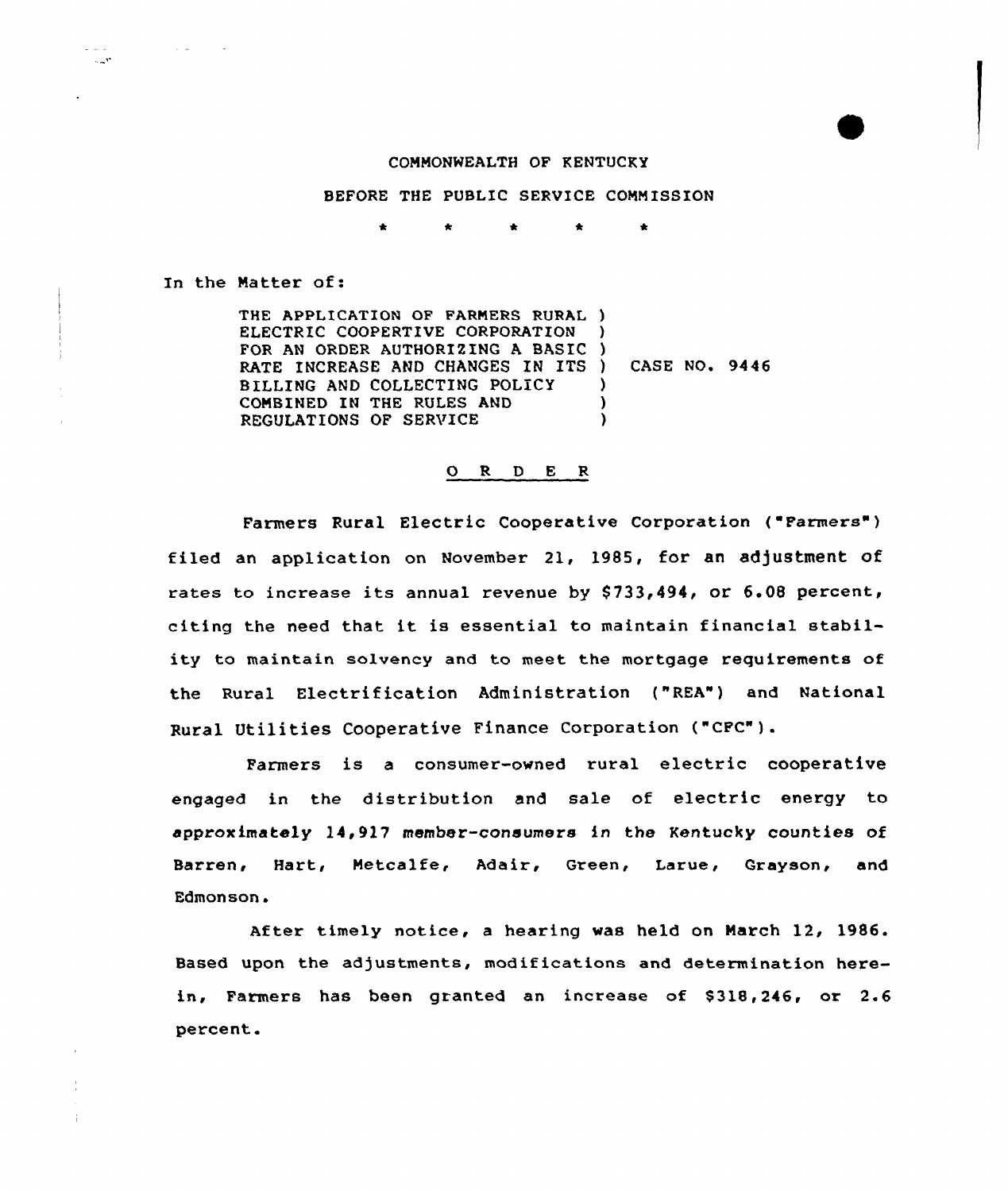COMMONWEALTH OF KENTUCKY

BEFORE THE PUBLIC SERVICE COMMISSION

\* \* \* \* \*

In the Matter of:

| | |
|---|---|
| THE APPLICATION OF FARMERS RURAL ) ELECTRIC COOPERTIVE CORPORATION ) FOR AN ORDER AUTHORIZING A BASIC ) RATE INCREASE AND CHANGES IN ITS ) BILLING AND COLLECTING POLICY ) COMBINED IN THE RULES AND ) REGULATIONS OF SERVICE ) | CASE NO. 9446 |

## O R D E R

Farmers Rural Electric Cooperative Corporation ("Farmers") filed an application on November 21, 1985, for an adjustment of rates to increase its annual revenue by $733,494, or 6.08 percent, citing the need that it is essential to maintain financial stability to maintain solvency and to meet the mortgage requirements of the Rural Electrification Administration ("REA") and National Rural Utilities Cooperative Finance Corporation ("CFC").

Farmers is a consumer-owned rural electric cooperative engaged in the distribution and sale of electric energy to approximately 14,917 member-consumers in the Kentucky counties of Barren, Hart, Metcalfe, Adair, Green, Larue, Grayson, and Edmonson.

After timely notice, a hearing was held on March 12, 1986. Based upon the adjustments, modifications and determination herein, Farmers has been granted an increase of $318,246, or 2.6 percent.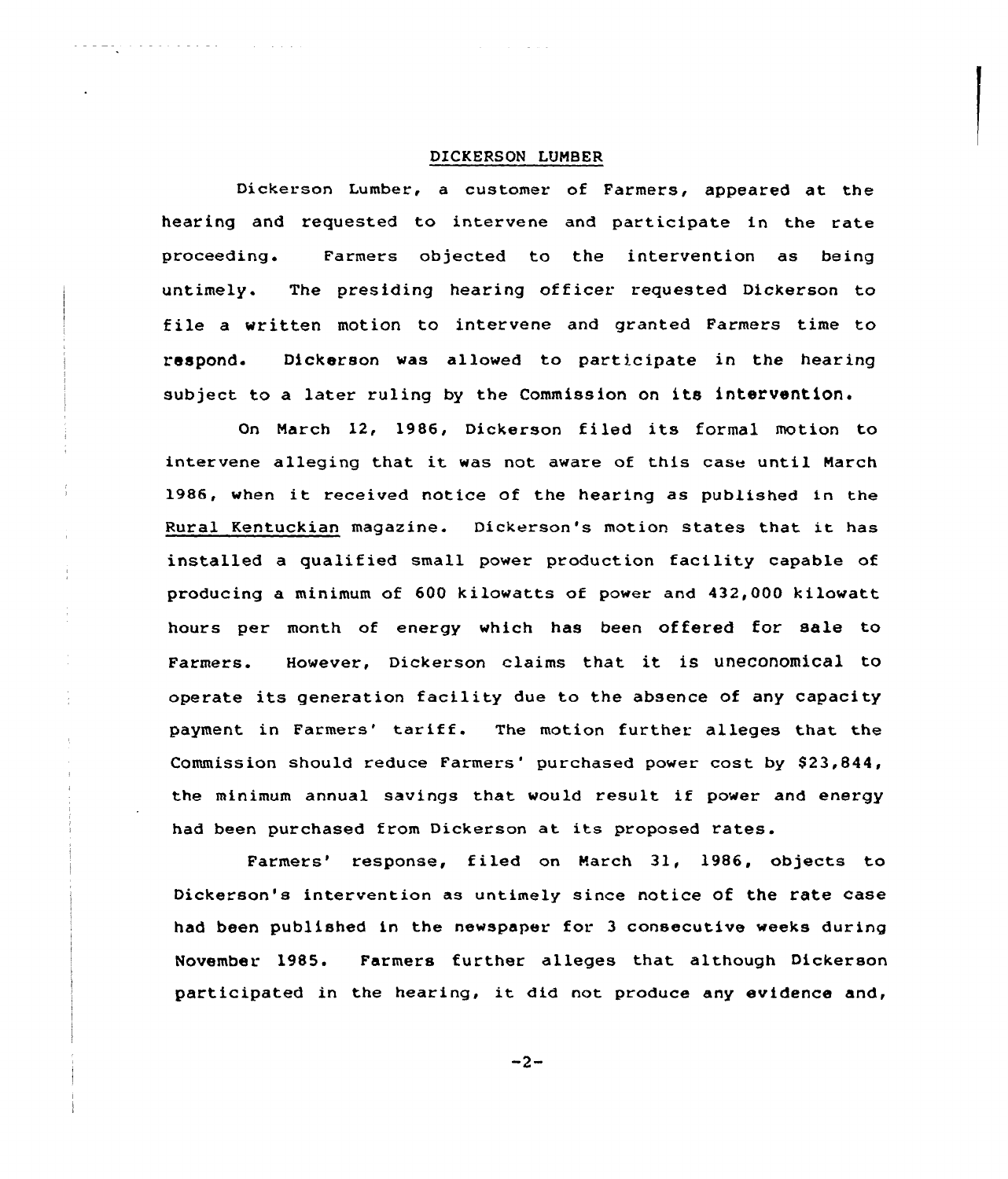## DICKERSON LUMBER

Dickerson Lumber, a customer of Farmers, appeared at the hearing and requested to intervene and participate in the rate proceeding. Farmers objected to the intervention as being untimely. The presiding hearing officer requested Dickerson to file a written motion to intervene and granted Farmers time to respond. Dickerson was allowed to participate in the hearing subject to a later ruling by the Commission on its intervention.

On March 12, 1986, Dickerson filed its formal motion to intervene alleging that it was not aware of this case until March 1986, when it received notice of the hearing as published in the Rural Kentuckian magazine. Dickerson's motion states that it has installed a qualified small power production facility capable of producing a minimum of 600 kilowatts of power and 432,000 kilowatt hours per month of energy which has been offered for sale to Farmers. However, Dickerson claims that it is uneconomical to operate its generation facility due to the absence of any capacity payment in Farmers' tariff. The motion further alleges that the Commission should reduce Farmers' purchased power cost by $23,844, the minimum annual savings that would result if power and energy had been purchased from Dickerson at its proposed rates.

Farmers' response, filed on March 31, 1986, objects to Dickerson's intervention as untimely since notice of the rate case had been published in the newspaper for 3 consecutive weeks during November 1985. Farmers further alleges that although Dickerson participated in the hearing, it did not produce any evidence and,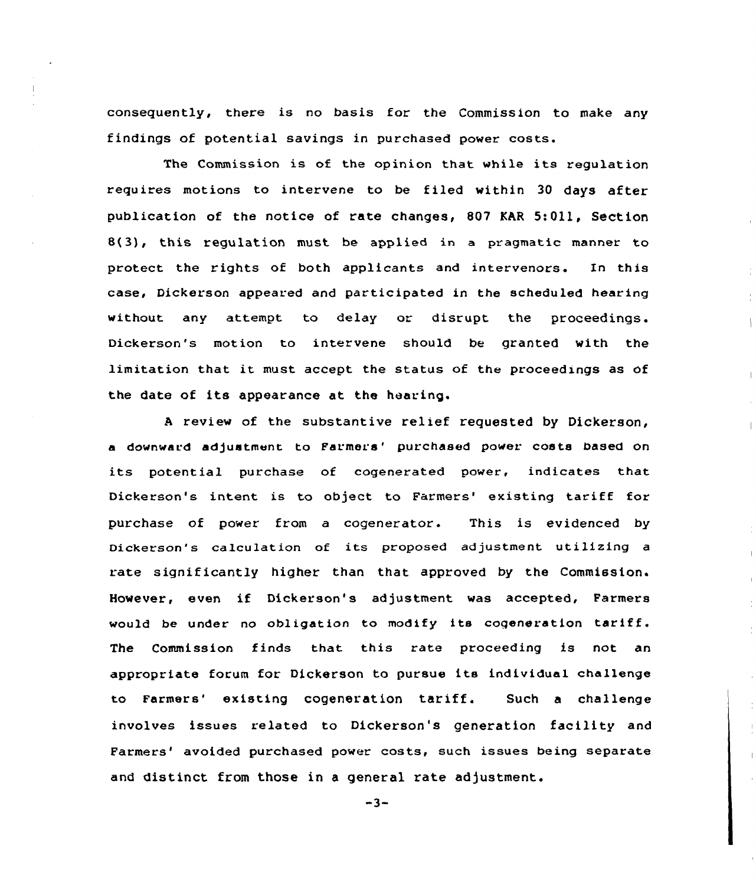consequently, there is no basis for the Commission to make any findings of potential savings in purchased power costs.

The Commission is of the opinion that while its regulation requires motions to intervene to be filed within 30 days after publication of the notice of rate changes, 807 KAR 5:011, Section 8(3), this regulation must be applied in a pragmatic manner to protect the rights of both applicants and intervenors. In this case, Dickerson appeared and participated in the scheduled hearing without any attempt to delay or disrupt the proceedings. Dickerson's motion to intervene should be granted with the limitation that it must accept the status of the proceedings as of the date of its appearance at the hearing.

A review of the substantive relief requested by Dickerson, a downward adjustment to Farmers' purchased power costs based on its potential purchase of cogenerated power, indicates that Dickerson's intent is to object to Farmers' existing tariff for purchase of power from a cogenerator. This is evidenced by Dickerson's calculation of its proposed adjustment utilizing a rate significantly higher than that approved by the Commission. However, even if Dickerson's adjustment was accepted, Farmers would be under no obligation to modify its cogeneration tariff. The Commission finds that this rate proceeding is not an appropriate forum for Dickerson to pursue its individual challenge to Farmers' existing cogeneration tariff. Such a challenge involves issues related to Dickerson's generation facility and Farmers' avoided purchased power costs, such issues being separate and distinct from those in a general rate adjustment.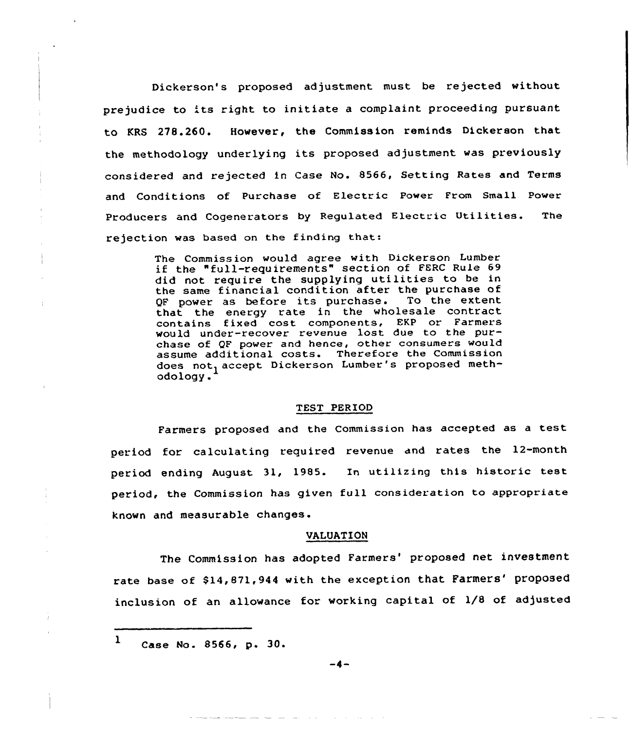Dickerson's proposed adjustment must be rejected without prejudice to its right to initiate a complaint proceeding pursuant to KRS 278.260. However, the Commission reminds Dickerson that the methodology underlying its proposed adjustment was previously considered and rejected in Case No. 8566, Setting Rates and Terms and Conditions of Purchase of Electric Power From Small Power Producers and Cogenerators by Regulated Electric Utilities. The rejection was based on the finding that:

> The Commission would agree with Dickerson Lumber if the "full-requirements" section of FERC Rule 69 did not require the supplying utilities to be in the same financial condition after the purchase of QF power as before its purchase. To the extent that the energy rate in the wholesale contract contains fixed cost components, EKP or Farmers would under-recover revenue lost due to the purchase of QF power and hence, other consumers would assume additional costs. Therefore the Commission does not accept Dickerson Lumber's proposed methodology.[1]

## TEST PERIOD

Farmers proposed and the Commission has accepted as a test period for calculating required revenue and rates the 12-month period ending August 31, 1985. In utilizing this historic test period, the Commission has given full consideration to appropriate known and measurable changes.

## VALUATION

The Commission has adopted Farmers' proposed net investment rate base of $14,871,944 with the exception that Farmers' proposed inclusion of an allowance for working capital of 1/8 of adjusted

---

[1] Case No. 8566, p. 30.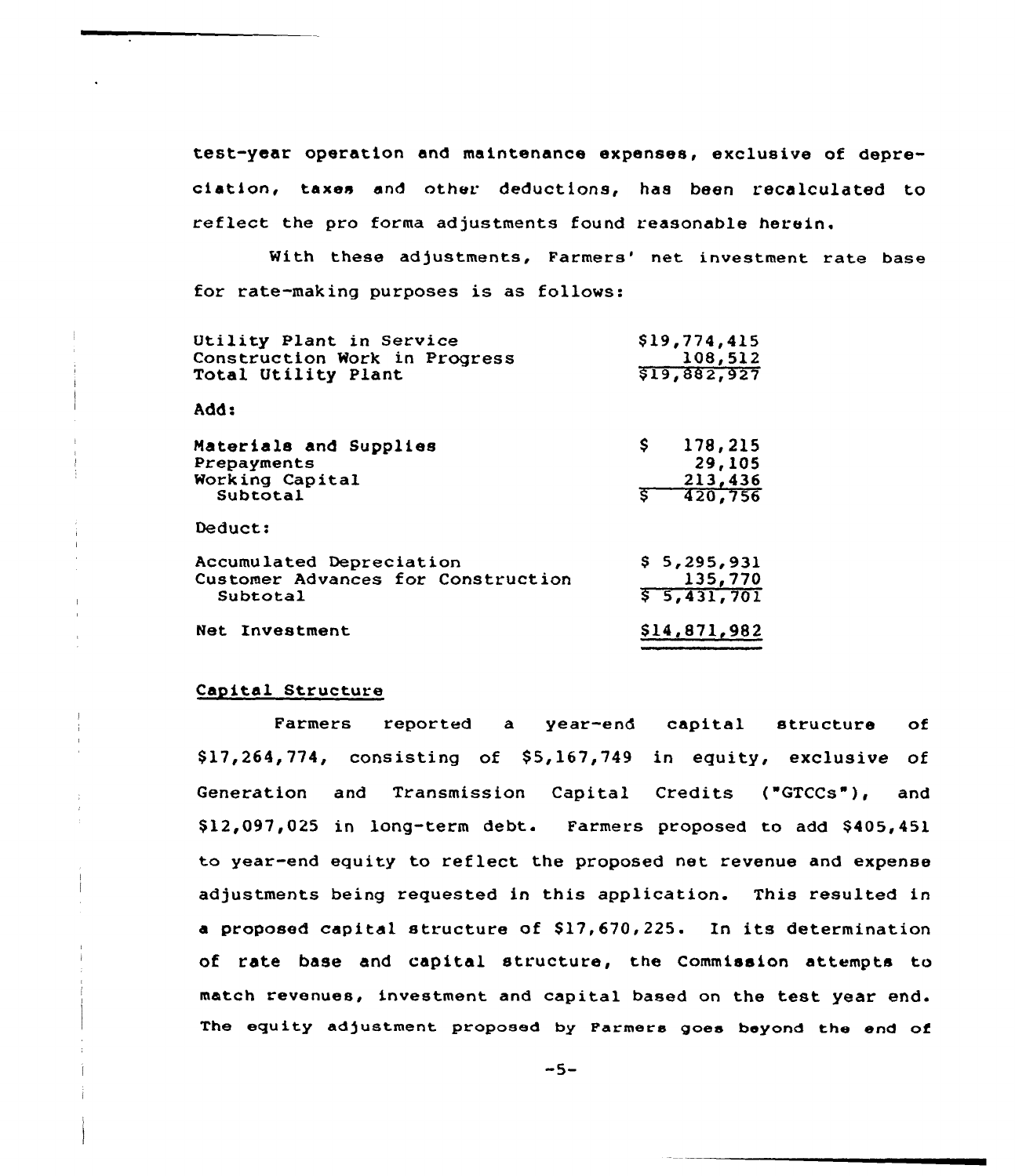test-year operation and maintenance expenses, exclusive of depreciation, taxes and other deductions, has been recalculated to reflect the pro forma adjustments found reasonable herein.

With these adjustments, Farmers' net investment rate base for rate-making purposes is as follows:

| | |
|---|---|
| Utility Plant in Service | $19,774,415 |
| Construction Work in Progress | 108,512 |
| Total Utility Plant | $19,882,927 |
| **Add:** | |
| Materials and Supplies | $ 178,215 |
| Prepayments | 29,105 |
| Working Capital | 213,436 |
| Subtotal | $ 420,756 |
| **Deduct:** | |
| Accumulated Depreciation | $ 5,295,931 |
| Customer Advances for Construction | 135,770 |
| Subtotal | $ 5,431,701 |
| Net Investment | $14,871,982 |

## Capital Structure

Farmers reported a year-end capital structure of $17,264,774, consisting of $5,167,749 in equity, exclusive of Generation and Transmission Capital Credits ("GTCCs"), and $12,097,025 in long-term debt. Farmers proposed to add $405,451 to year-end equity to reflect the proposed net revenue and expense adjustments being requested in this application. This resulted in a proposed capital structure of $17,670,225. In its determination of rate base and capital structure, the Commission attempts to match revenues, investment and capital based on the test year end. The equity adjustment proposed by Farmers goes beyond the end of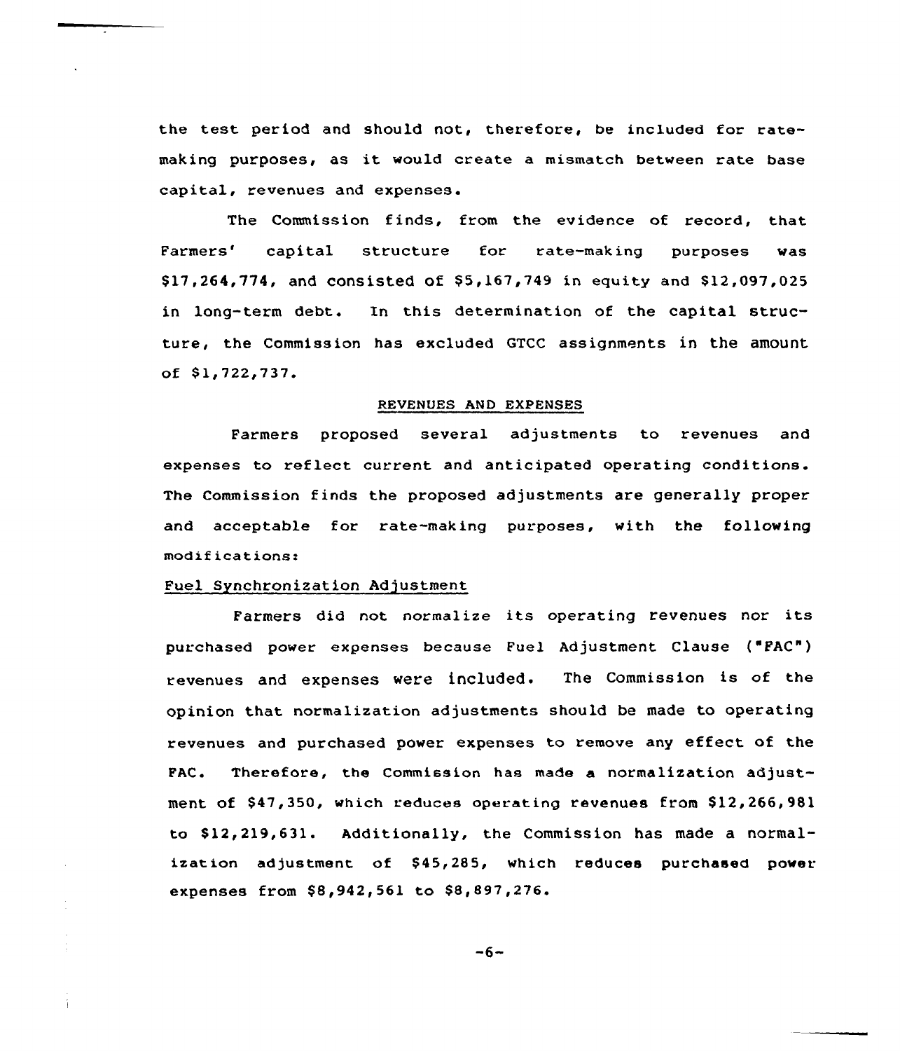the test period and should not, therefore, be included for rate-making purposes, as it would create a mismatch between rate base capital, revenues and expenses.

The Commission finds, from the evidence of record, that Farmers' capital structure for rate-making purposes was $17,264,774, and consisted of $5,167,749 in equity and $12,097,025 in long-term debt. In this determination of the capital structure, the Commission has excluded GTCC assignments in the amount of $1,722,737.

## REVENUES AND EXPENSES

Farmers proposed several adjustments to revenues and expenses to reflect current and anticipated operating conditions. The Commission finds the proposed adjustments are generally proper and acceptable for rate-making purposes, with the following modifications:

### Fuel Synchronization Adjustment

Farmers did not normalize its operating revenues nor its purchased power expenses because Fuel Adjustment Clause ("FAC") revenues and expenses were included. The Commission is of the opinion that normalization adjustments should be made to operating revenues and purchased power expenses to remove any effect of the FAC. Therefore, the Commission has made a normalization adjustment of $47,350, which reduces operating revenues from $12,266,981 to $12,219,631. Additionally, the Commission has made a normalization adjustment of $45,285, which reduces purchased power expenses from $8,942,561 to $8,897,276.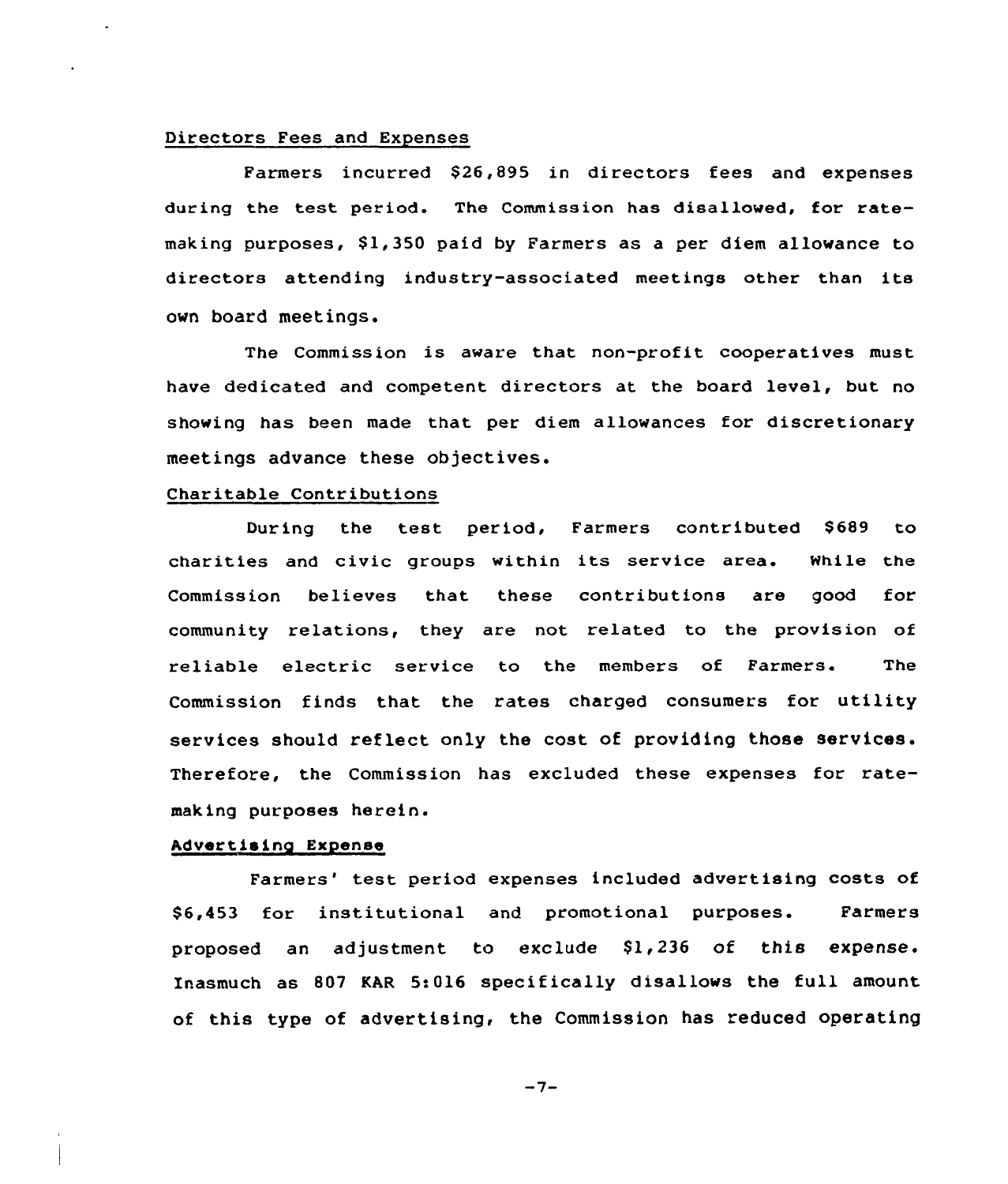Directors Fees and Expenses

Farmers incurred $26,895 in directors fees and expenses during the test period. The Commission has disallowed, for rate-making purposes, $1,350 paid by Farmers as a per diem allowance to directors attending industry-associated meetings other than its own board meetings.

The Commission is aware that non-profit cooperatives must have dedicated and competent directors at the board level, but no showing has been made that per diem allowances for discretionary meetings advance these objectives.

Charitable Contributions

During the test period, Farmers contributed $689 to charities and civic groups within its service area. While the Commission believes that these contributions are good for community relations, they are not related to the provision of reliable electric service to the members of Farmers. The Commission finds that the rates charged consumers for utility services should reflect only the cost of providing those services. Therefore, the Commission has excluded these expenses for rate-making purposes herein.

Advertising Expense

Farmers' test period expenses included advertising costs of $6,453 for institutional and promotional purposes. Farmers proposed an adjustment to exclude $1,236 of this expense. Inasmuch as 807 KAR 5:016 specifically disallows the full amount of this type of advertising, the Commission has reduced operating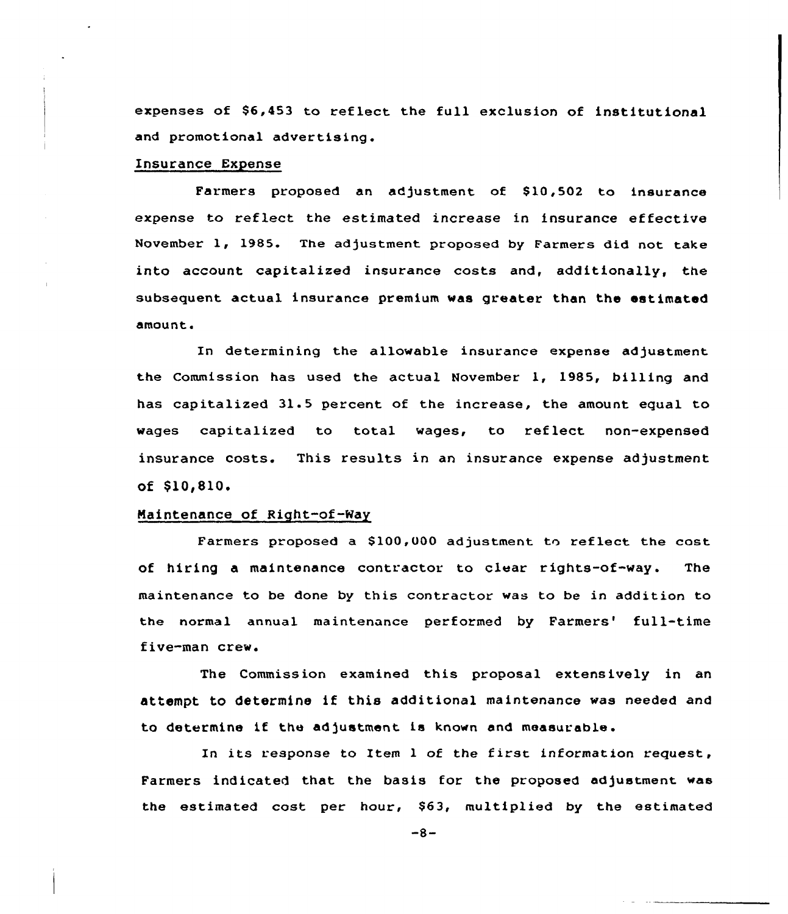expenses of $6,453 to reflect the full exclusion of institutional and promotional advertising.

### Insurance Expense

Farmers proposed an adjustment of $10,502 to insurance expense to reflect the estimated increase in insurance effective November 1, 1985. The adjustment proposed by Farmers did not take into account capitalized insurance costs and, additionally, the subsequent actual insurance premium was greater than the estimated amount.

In determining the allowable insurance expense adjustment the Commission has used the actual November 1, 1985, billing and has capitalized 31.5 percent of the increase, the amount equal to wages capitalized to total wages, to reflect non-expensed insurance costs. This results in an insurance expense adjustment of $10,810.

### Maintenance of Right-of-Way

Farmers proposed a $100,000 adjustment to reflect the cost of hiring a maintenance contractor to clear rights-of-way. The maintenance to be done by this contractor was to be in addition to the normal annual maintenance performed by Farmers' full-time five-man crew.

The Commission examined this proposal extensively in an attempt to determine if this additional maintenance was needed and to determine if the adjustment is known and measurable.

In its response to Item 1 of the first information request, Farmers indicated that the basis for the proposed adjustment was the estimated cost per hour, $63, multiplied by the estimated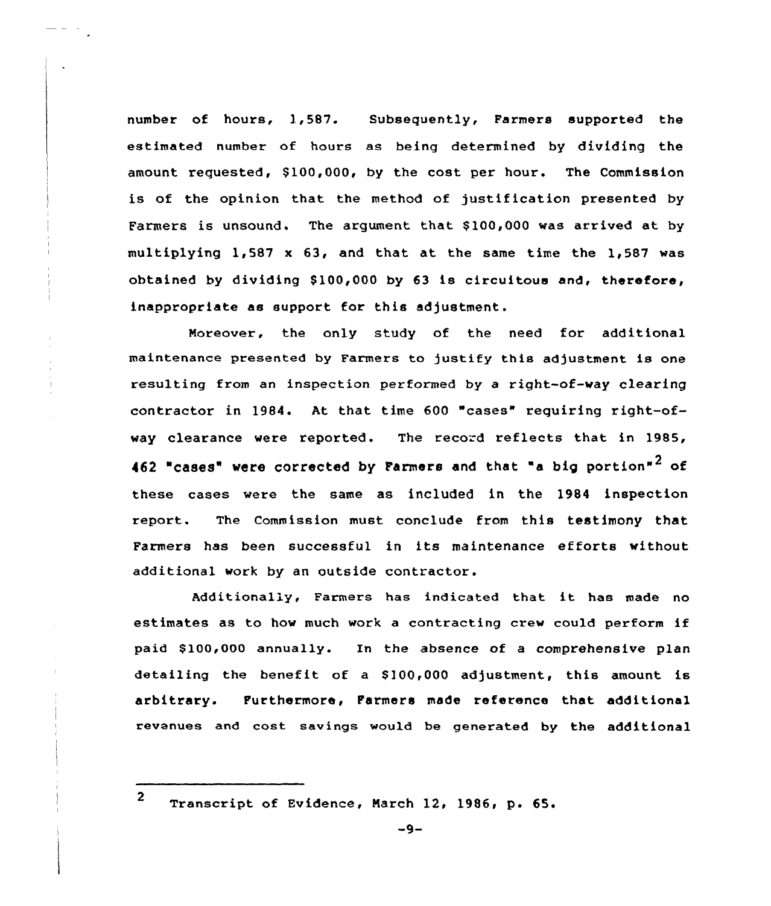number of hours, 1,587. Subsequently, Farmers supported the estimated number of hours as being determined by dividing the amount requested, $100,000, by the cost per hour. The Commission is of the opinion that the method of justification presented by Farmers is unsound. The argument that $100,000 was arrived at by multiplying 1,587 x 63, and that at the same time the 1,587 was obtained by dividing $100,000 by 63 is circuitous and, therefore, inappropriate as support for this adjustment.

Moreover, the only study of the need for additional maintenance presented by Farmers to justify this adjustment is one resulting from an inspection performed by a right-of-way clearing contractor in 1984. At that time 600 "cases" requiring right-of-way clearance were reported. The record reflects that in 1985, 462 "cases" were corrected by Farmers and that "a big portion"[2] of these cases were the same as included in the 1984 inspection report. The Commission must conclude from this testimony that Farmers has been successful in its maintenance efforts without additional work by an outside contractor.

Additionally, Farmers has indicated that it has made no estimates as to how much work a contracting crew could perform if paid $100,000 annually. In the absence of a comprehensive plan detailing the benefit of a $100,000 adjustment, this amount is arbitrary. Furthermore, Farmers made reference that additional revenues and cost savings would be generated by the additional

---

[2] Transcript of Evidence, March 12, 1986, p. 65.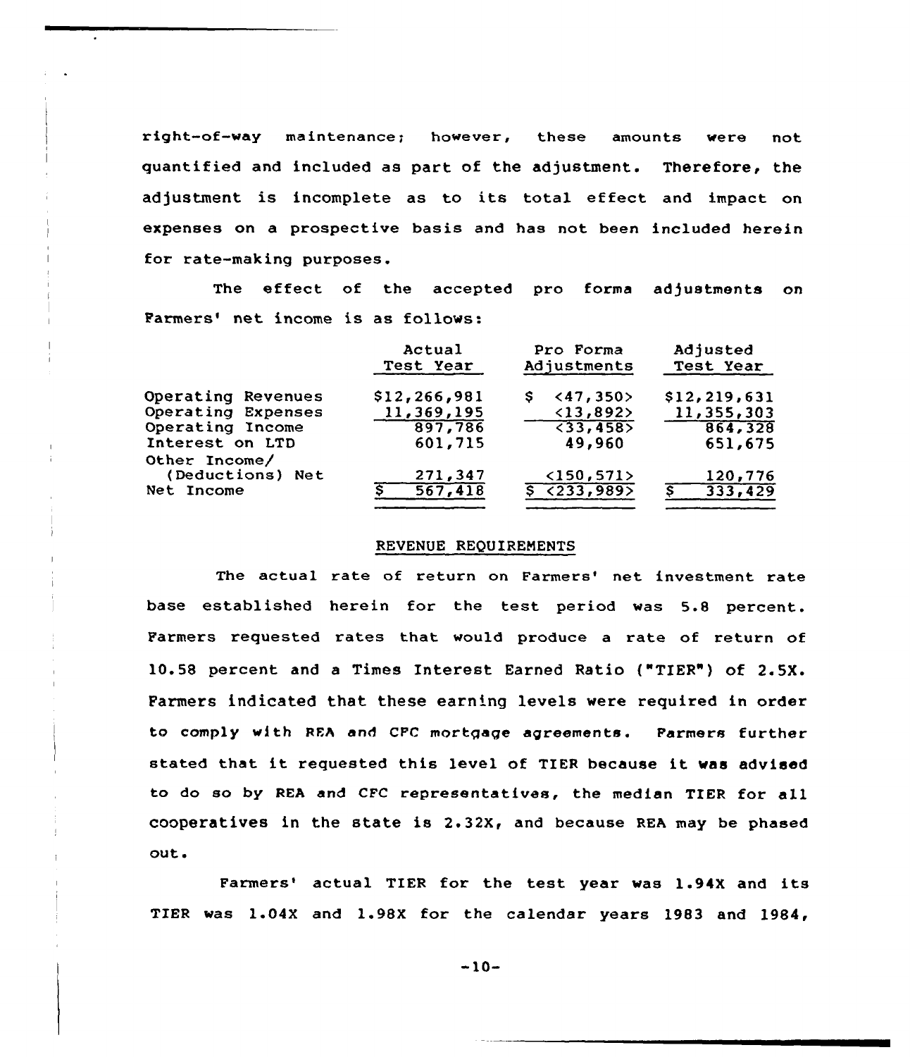right-of-way maintenance; however, these amounts were not quantified and included as part of the adjustment. Therefore, the adjustment is incomplete as to its total effect and impact on expenses on a prospective basis and has not been included herein for rate-making purposes.

The effect of the accepted pro forma adjustments on Farmers' net income is as follows:

| | Actual Test Year | Pro Forma Adjustments | Adjusted Test Year |
|---|---|---|---|
| Operating Revenues | $12,266,981 | $ <47,350> | $12,219,631 |
| Operating Expenses | 11,369,195 | <13,892> | 11,355,303 |
| Operating Income | 897,786 | <33,458> | 864,328 |
| Interest on LTD | 601,715 | 49,960 | 651,675 |
| Other Income/ (Deductions) Net | 271,347 | <150,571> | 120,776 |
| Net Income | $ 567,418 | $ <233,989> | $ 333,429 |

## REVENUE REQUIREMENTS

The actual rate of return on Farmers' net investment rate base established herein for the test period was 5.8 percent. Farmers requested rates that would produce a rate of return of 10.58 percent and a Times Interest Earned Ratio ("TIER") of 2.5X. Farmers indicated that these earning levels were required in order to comply with REA and CFC mortgage agreements. Farmers further stated that it requested this level of TIER because it was advised to do so by REA and CFC representatives, the median TIER for all cooperatives in the state is 2.32X, and because REA may be phased out.

Farmers' actual TIER for the test year was 1.94X and its TIER was 1.04X and 1.98X for the calendar years 1983 and 1984,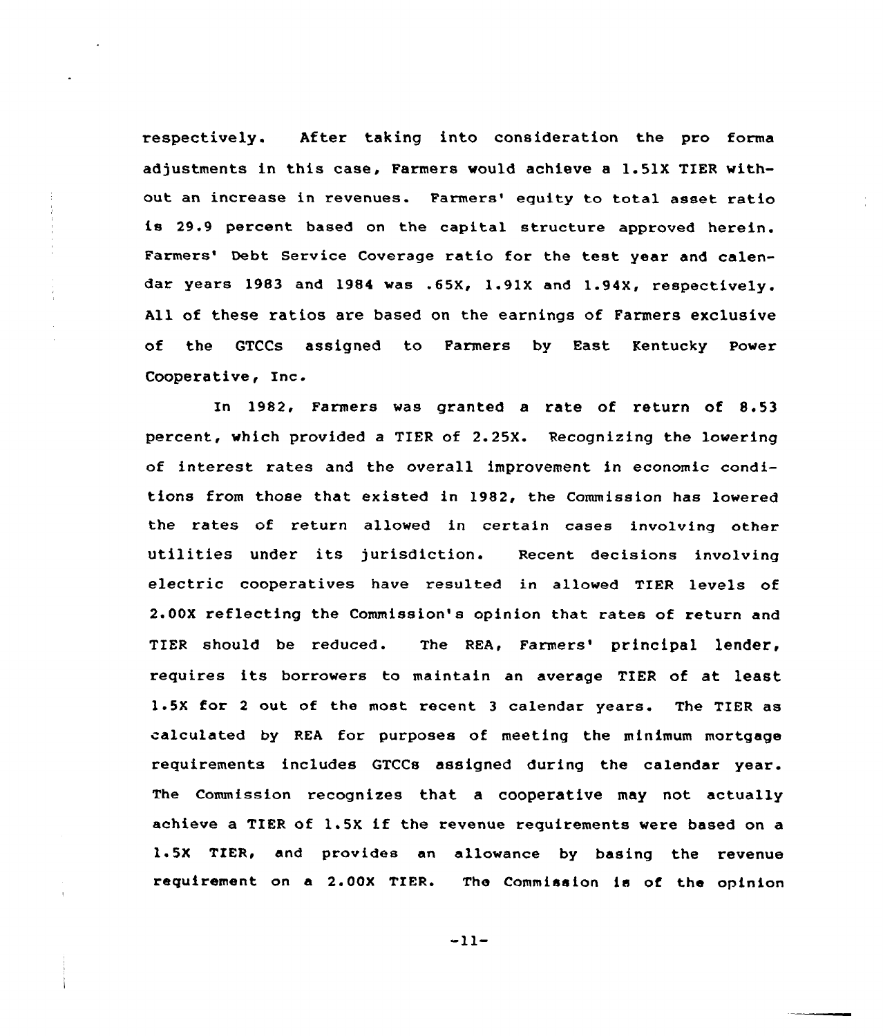respectively. After taking into consideration the pro forma adjustments in this case, Farmers would achieve a 1.51X TIER without an increase in revenues. Farmers' equity to total asset ratio is 29.9 percent based on the capital structure approved herein. Farmers' Debt Service Coverage ratio for the test year and calendar years 1983 and 1984 was .65X, 1.91X and 1.94X, respectively. All of these ratios are based on the earnings of Farmers exclusive of the GTCCs assigned to Farmers by East Kentucky Power Cooperative, Inc.

In 1982, Farmers was granted a rate of return of 8.53 percent, which provided a TIER of 2.25X. Recognizing the lowering of interest rates and the overall improvement in economic conditions from those that existed in 1982, the Commission has lowered the rates of return allowed in certain cases involving other utilities under its jurisdiction. Recent decisions involving electric cooperatives have resulted in allowed TIER levels of 2.00X reflecting the Commission's opinion that rates of return and TIER should be reduced. The REA, Farmers' principal lender, requires its borrowers to maintain an average TIER of at least 1.5X for 2 out of the most recent 3 calendar years. The TIER as calculated by REA for purposes of meeting the minimum mortgage requirements includes GTCCs assigned during the calendar year. The Commission recognizes that a cooperative may not actually achieve a TIER of 1.5X if the revenue requirements were based on a 1.5X TIER, and provides an allowance by basing the revenue requirement on a 2.00X TIER. The Commission is of the opinion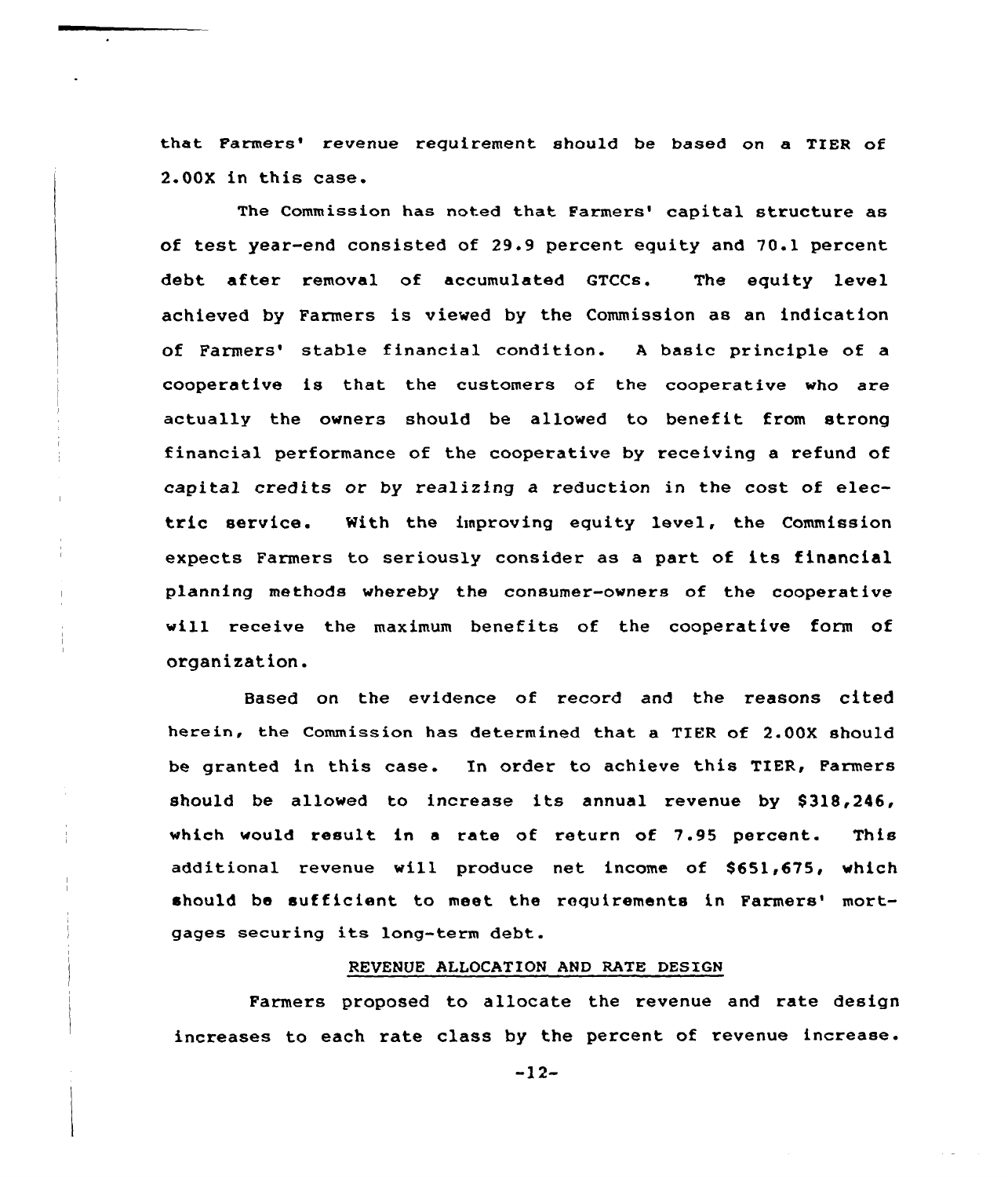that Farmers' revenue requirement should be based on a TIER of 2.00X in this case.

The Commission has noted that Farmers' capital structure as of test year-end consisted of 29.9 percent equity and 70.1 percent debt after removal of accumulated GTCCs. The equity level achieved by Farmers is viewed by the Commission as an indication of Farmers' stable financial condition. A basic principle of a cooperative is that the customers of the cooperative who are actually the owners should be allowed to benefit from strong financial performance of the cooperative by receiving a refund of capital credits or by realizing a reduction in the cost of electric service. With the improving equity level, the Commission expects Farmers to seriously consider as a part of its financial planning methods whereby the consumer-owners of the cooperative will receive the maximum benefits of the cooperative form of organization.

Based on the evidence of record and the reasons cited herein, the Commission has determined that a TIER of 2.00X should be granted in this case. In order to achieve this TIER, Farmers should be allowed to increase its annual revenue by $318,246, which would result in a rate of return of 7.95 percent. This additional revenue will produce net income of $651,675, which should be sufficient to meet the requirements in Farmers' mortgages securing its long-term debt.

## REVENUE ALLOCATION AND RATE DESIGN

Farmers proposed to allocate the revenue and rate design increases to each rate class by the percent of revenue increase.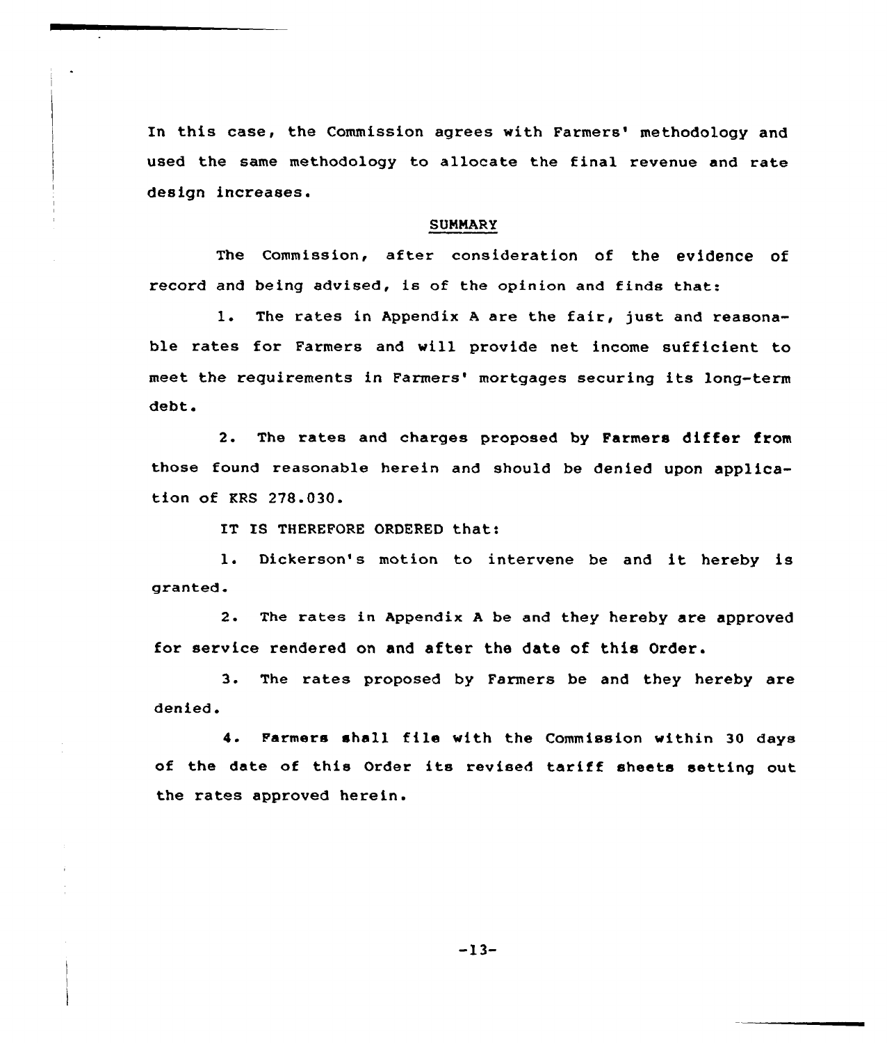In this case, the Commission agrees with Farmers' methodology and used the same methodology to allocate the final revenue and rate design increases.

## SUMMARY

The Commission, after consideration of the evidence of record and being advised, is of the opinion and finds that:

1. The rates in Appendix A are the fair, just and reasonable rates for Farmers and will provide net income sufficient to meet the requirements in Farmers' mortgages securing its long-term debt.

2. The rates and charges proposed by Farmers differ from those found reasonable herein and should be denied upon application of KRS 278.030.

IT IS THEREFORE ORDERED that:

1. Dickerson's motion to intervene be and it hereby is granted.

2. The rates in Appendix A be and they hereby are approved for service rendered on and after the date of this Order.

3. The rates proposed by Farmers be and they hereby are denied.

4. Farmers shall file with the Commission within 30 days of the date of this Order its revised tariff sheets setting out the rates approved herein.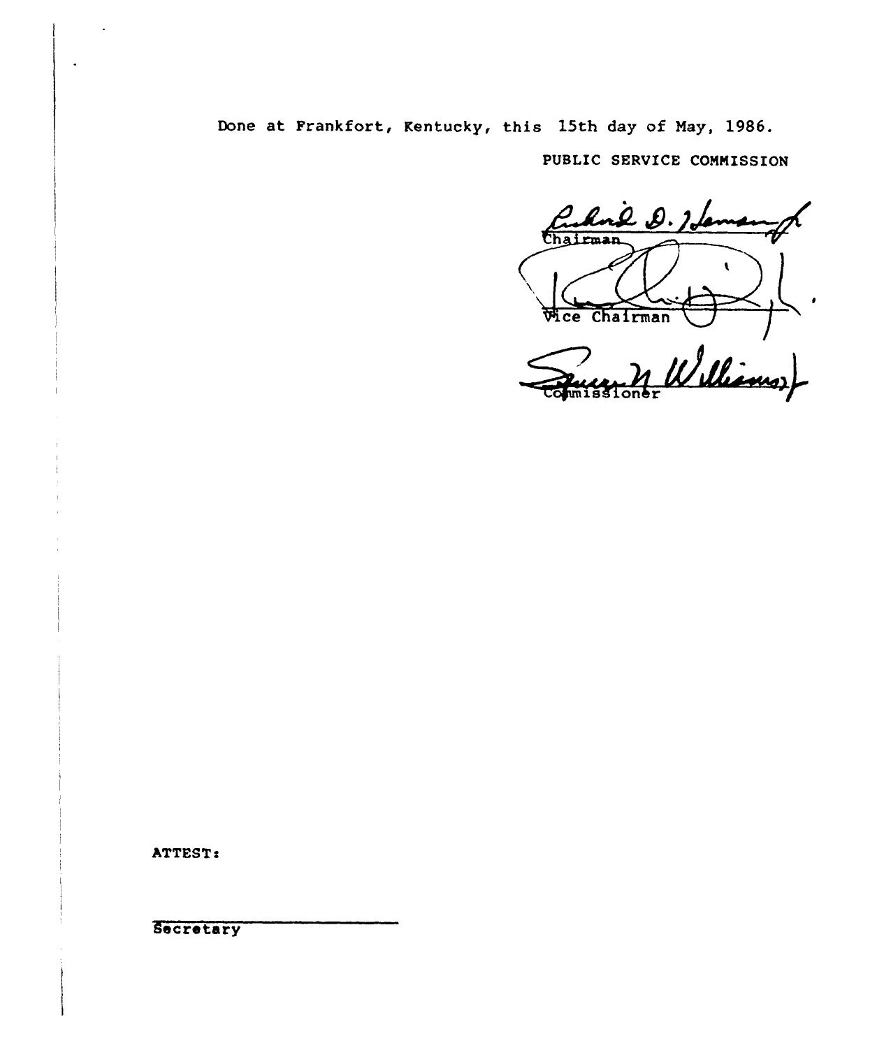Done at Frankfort, Kentucky, this 15th day of May, 1986.

PUBLIC SERVICE COMMISSION

Chairman

Vice Chairman

Commissioner

ATTEST:

Secretary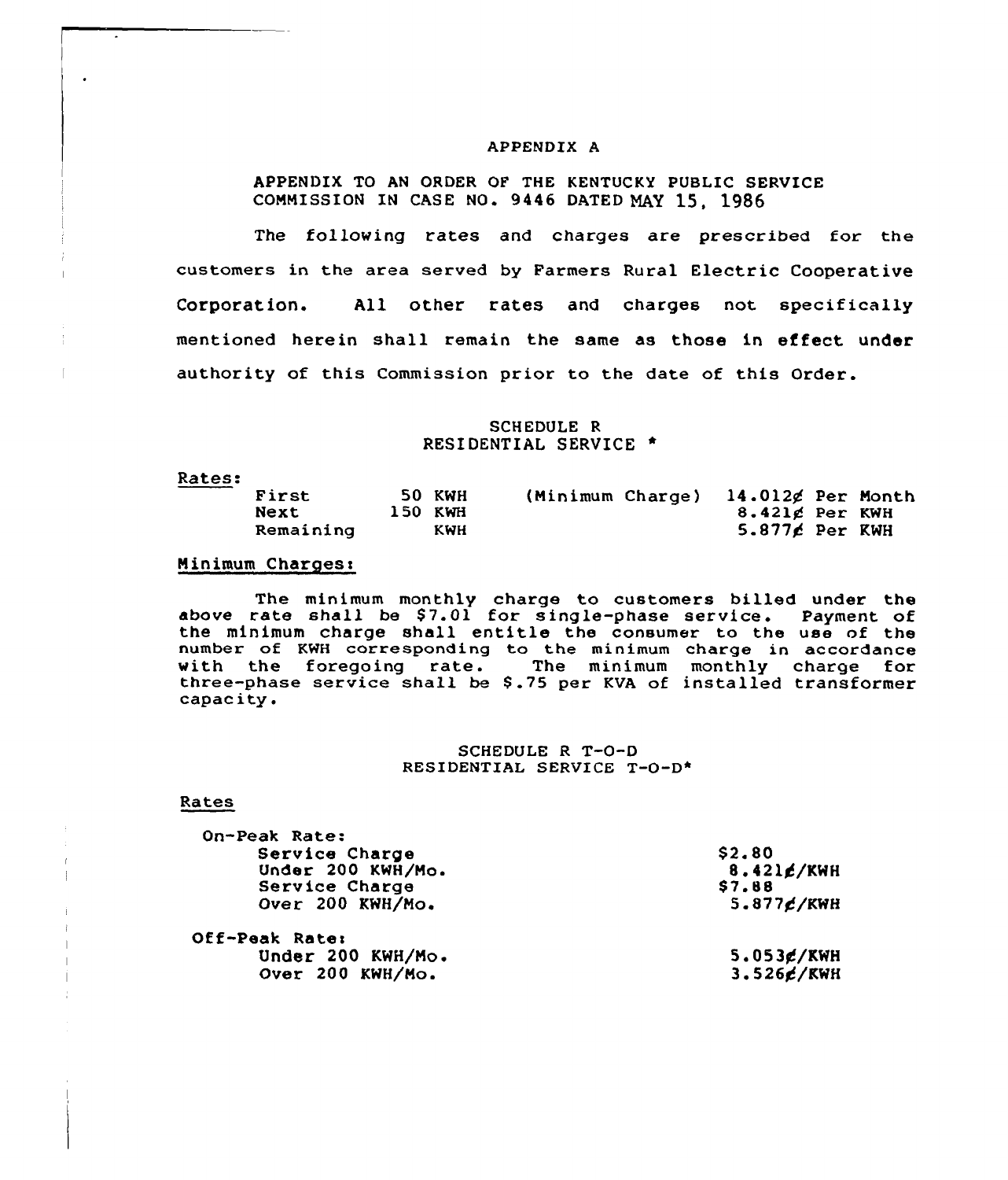APPENDIX A

APPENDIX TO AN ORDER OF THE KENTUCKY PUBLIC SERVICE COMMISSION IN CASE NO. 9446 DATED MAY 15, 1986

The following rates and charges are prescribed for the customers in the area served by Farmers Rural Electric Cooperative Corporation. All other rates and charges not specifically mentioned herein shall remain the same as those in effect under authority of this Commission prior to the date of this Order.

SCHEDULE R
RESIDENTIAL SERVICE *

Rates:

| | | | |
|---|---|---|---|
| First | 50 KWH | (Minimum Charge) | 14.012¢ Per Month |
| Next | 150 KWH | | 8.421¢ Per KWH |
| Remaining | KWH | | 5.877¢ Per KWH |

Minimum Charges:

The minimum monthly charge to customers billed under the above rate shall be $7.01 for single-phase service. Payment of the minimum charge shall entitle the consumer to the use of the number of KWH corresponding to the minimum charge in accordance with the foregoing rate. The minimum monthly charge for three-phase service shall be $.75 per KVA of installed transformer capacity.

SCHEDULE R T-O-D
RESIDENTIAL SERVICE T-O-D*

Rates

| | |
|---|---|
| On-Peak Rate: | |
| Service Charge | $2.80 |
| Under 200 KWH/Mo. | 8.421¢/KWH |
| Service Charge | $7.88 |
| Over 200 KWH/Mo. | 5.877¢/KWH |
| Off-Peak Rate: | |
| Under 200 KWH/Mo. | 5.053¢/KWH |
| Over 200 KWH/Mo. | 3.526¢/KWH |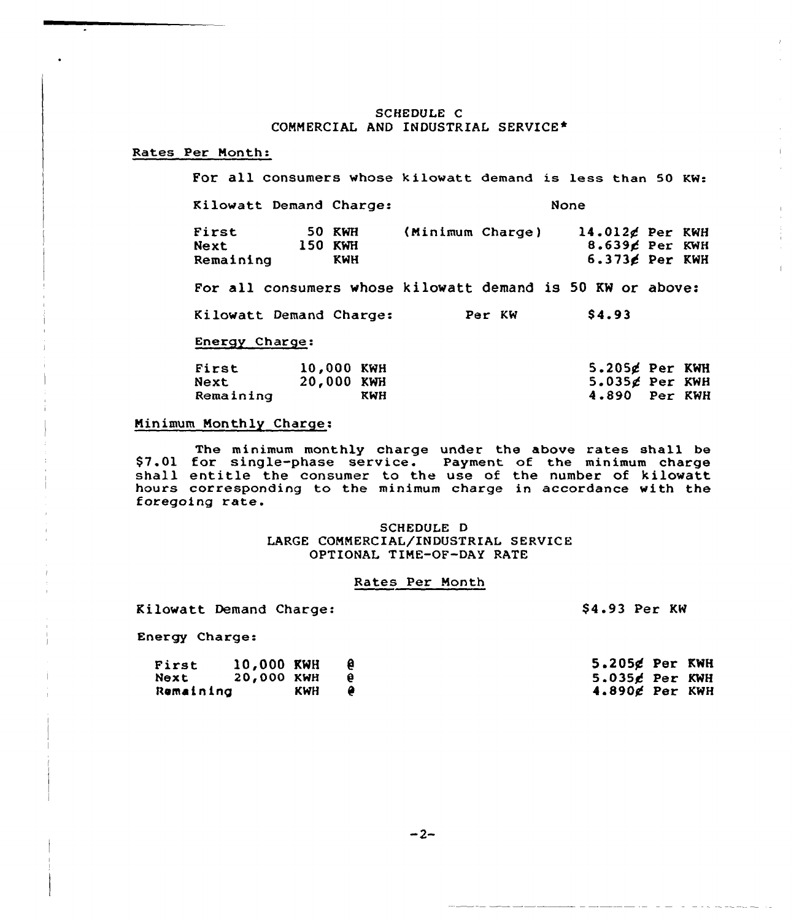## SCHEDULE C
## COMMERCIAL AND INDUSTRIAL SERVICE*

Rates Per Month:

For all consumers whose kilowatt demand is less than 50 KW:

Kilowatt Demand Charge: None

| | | | |
|---|---|---|---|
| First | 50 KWH | (Minimum Charge) | 14.012¢ Per KWH |
| Next | 150 KWH | | 8.639¢ Per KWH |
| Remaining | KWH | | 6.373¢ Per KWH |

For all consumers whose kilowatt demand is 50 KW or above:

Kilowatt Demand Charge: Per KW $4.93

Energy Charge:

| | | |
|---|---|---|
| First | 10,000 KWH | 5.205¢ Per KWH |
| Next | 20,000 KWH | 5.035¢ Per KWH |
| Remaining | KWH | 4.890 Per KWH |

Minimum Monthly Charge:

The minimum monthly charge under the above rates shall be $7.01 for single-phase service. Payment of the minimum charge shall entitle the consumer to the use of the number of kilowatt hours corresponding to the minimum charge in accordance with the foregoing rate.

## SCHEDULE D
## LARGE COMMERCIAL/INDUSTRIAL SERVICE
## OPTIONAL TIME-OF-DAY RATE

Rates Per Month

Kilowatt Demand Charge: $4.93 Per KW

Energy Charge:

| | | | |
|---|---|---|---|
| First | 10,000 KWH | @ | 5.205¢ Per KWH |
| Next | 20,000 KWH | @ | 5.035¢ Per KWH |
| Remaining | KWH | @ | 4.890¢ Per KWH |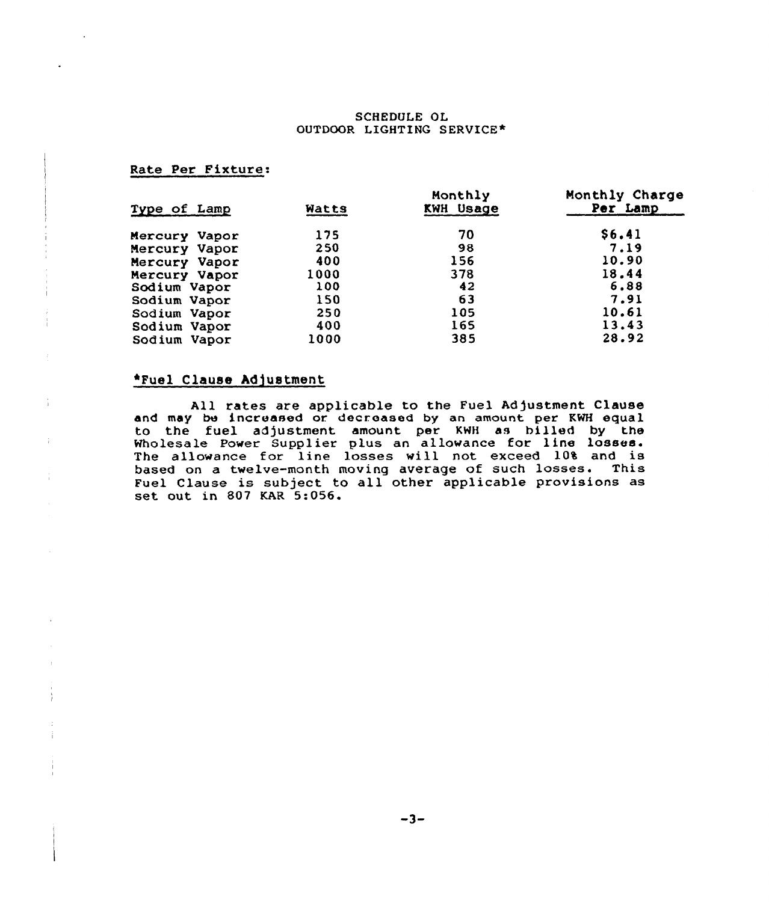SCHEDULE OL
OUTDOOR LIGHTING SERVICE*

Rate Per Fixture:

| Type of Lamp | Watts | Monthly KWH Usage | Monthly Charge Per Lamp |
|---|---|---|---|
| Mercury Vapor | 175 | 70 | $6.41 |
| Mercury Vapor | 250 | 98 | 7.19 |
| Mercury Vapor | 400 | 156 | 10.90 |
| Mercury Vapor | 1000 | 378 | 18.44 |
| Sodium Vapor | 100 | 42 | 6.88 |
| Sodium Vapor | 150 | 63 | 7.91 |
| Sodium Vapor | 250 | 105 | 10.61 |
| Sodium Vapor | 400 | 165 | 13.43 |
| Sodium Vapor | 1000 | 385 | 28.92 |

*Fuel Clause Adjustment

All rates are applicable to the Fuel Adjustment Clause and may be increased or decreased by an amount per KWH equal to the fuel adjustment amount per KWH as billed by the Wholesale Power Supplier plus an allowance for line losses. The allowance for line losses will not exceed 10% and is based on a twelve-month moving average of such losses. This Fuel Clause is subject to all other applicable provisions as set out in 807 KAR 5:056.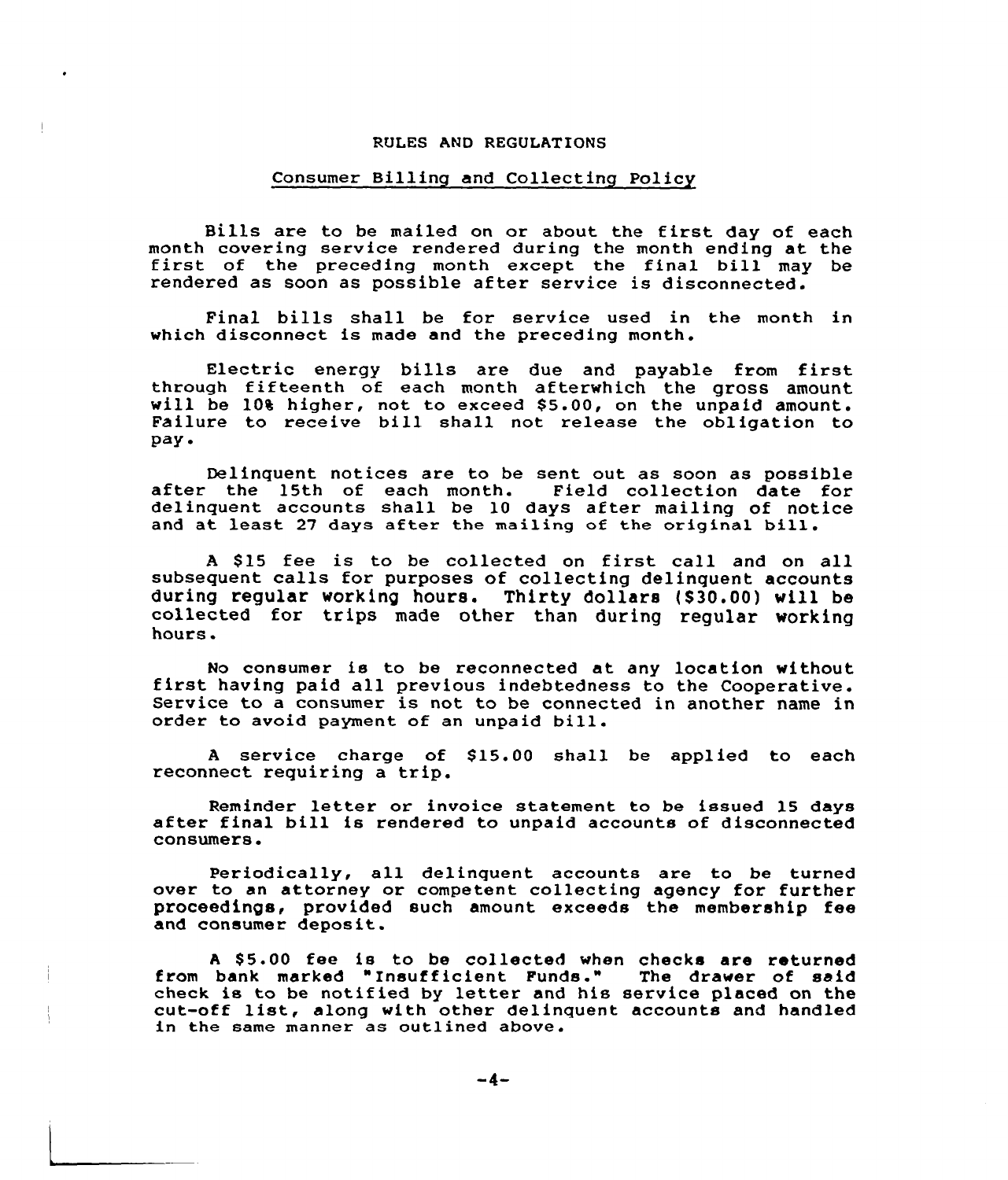# RULES AND REGULATIONS

## Consumer Billing and Collecting Policy

Bills are to be mailed on or about the first day of each month covering service rendered during the month ending at the first of the preceding month except the final bill may be rendered as soon as possible after service is disconnected.

Final bills shall be for service used in the month in which disconnect is made and the preceding month.

Electric energy bills are due and payable from first through fifteenth of each month afterwhich the gross amount will be 10% higher, not to exceed $5.00, on the unpaid amount. Failure to receive bill shall not release the obligation to pay.

Delinquent notices are to be sent out as soon as possible after the 15th of each month. Field collection date for delinquent accounts shall be 10 days after mailing of notice and at least 27 days after the mailing of the original bill.

A $15 fee is to be collected on first call and on all subsequent calls for purposes of collecting delinquent accounts during regular working hours. Thirty dollars ($30.00) will be collected for trips made other than during regular working hours.

No consumer is to be reconnected at any location without first having paid all previous indebtedness to the Cooperative. Service to a consumer is not to be connected in another name in order to avoid payment of an unpaid bill.

A service charge of $15.00 shall be applied to each reconnect requiring a trip.

Reminder letter or invoice statement to be issued 15 days after final bill is rendered to unpaid accounts of disconnected consumers.

Periodically, all delinquent accounts are to be turned over to an attorney or competent collecting agency for further proceedings, provided such amount exceeds the membership fee and consumer deposit.

A $5.00 fee is to be collected when checks are returned from bank marked "Insufficient Funds." The drawer of said check is to be notified by letter and his service placed on the cut-off list, along with other delinquent accounts and handled in the same manner as outlined above.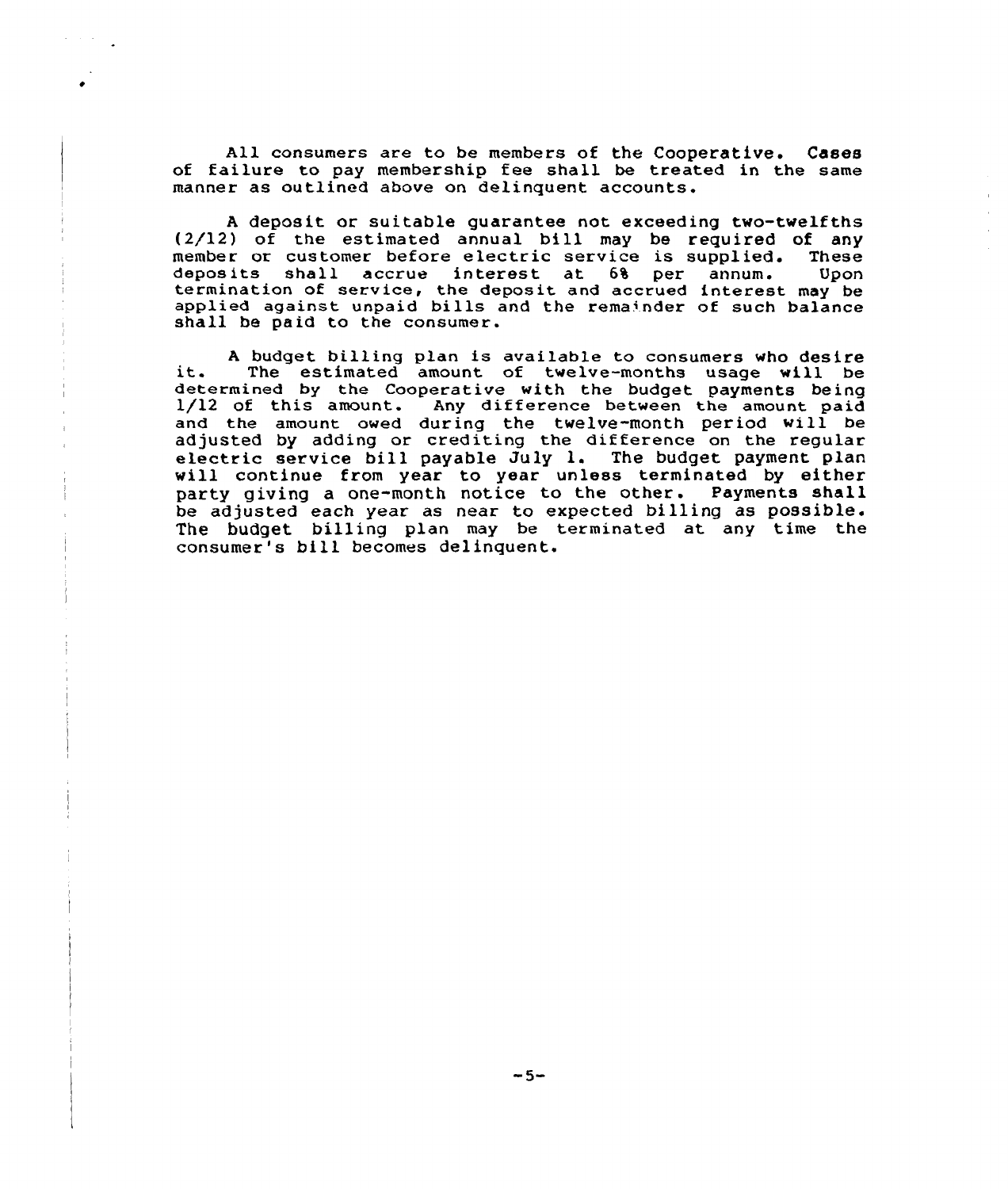All consumers are to be members of the Cooperative. Cases of failure to pay membership fee shall be treated in the same manner as outlined above on delinquent accounts.

A deposit or suitable guarantee not exceeding two-twelfths (2/12) of the estimated annual bill may be required of any member or customer before electric service is supplied. These deposits shall accrue interest at 6% per annum. Upon termination of service, the deposit and accrued interest may be applied against unpaid bills and the remainder of such balance shall be paid to the consumer.

A budget billing plan is available to consumers who desire it. The estimated amount of twelve-months usage will be determined by the Cooperative with the budget payments being 1/12 of this amount. Any difference between the amount paid and the amount owed during the twelve-month period will be adjusted by adding or crediting the difference on the regular electric service bill payable July 1. The budget payment plan will continue from year to year unless terminated by either party giving a one-month notice to the other. Payments shall be adjusted each year as near to expected billing as possible. The budget billing plan may be terminated at any time the consumer's bill becomes delinquent.